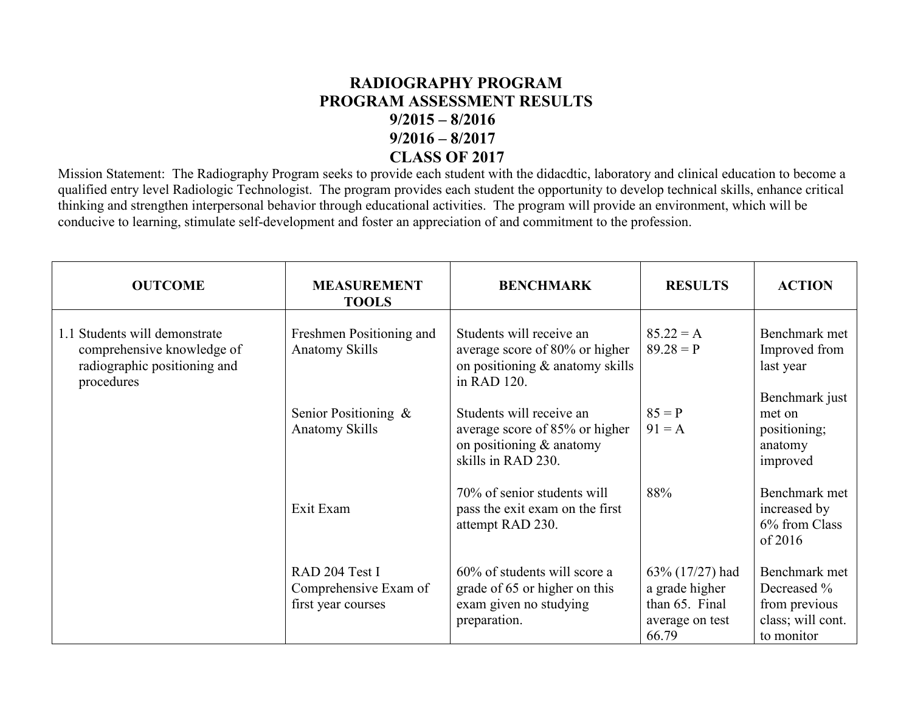# RADIOGRAPHY PROGRAM
## PROGRAM ASSESSMENT RESULTS
## 9/2015 – 8/2016
## 9/2016 – 8/2017
## CLASS OF 2017

Mission Statement: The Radiography Program seeks to provide each student with the didacdtic, laboratory and clinical education to become a qualified entry level Radiologic Technologist. The program provides each student the opportunity to develop technical skills, enhance critical thinking and strengthen interpersonal behavior through educational activities. The program will provide an environment, which will be conducive to learning, stimulate self-development and foster an appreciation of and commitment to the profession.

| OUTCOME | MEASUREMENT TOOLS | BENCHMARK | RESULTS | ACTION |
|---|---|---|---|---|
| 1.1 Students will demonstrate comprehensive knowledge of radiographic positioning and procedures | Freshmen Positioning and Anatomy Skills | Students will receive an average score of 80% or higher on positioning & anatomy skills in RAD 120. | 85.22 = A<br>89.28 = P | Benchmark met Improved from last year |
| | Senior Positioning & Anatomy Skills | Students will receive an average score of 85% or higher on positioning & anatomy skills in RAD 230. | 85 = P<br>91 = A | Benchmark just met on positioning; anatomy improved |
| | Exit Exam | 70% of senior students will pass the exit exam on the first attempt RAD 230. | 88% | Benchmark met increased by 6% from Class of 2016 |
| | RAD 204 Test I Comprehensive Exam of first year courses | 60% of students will score a grade of 65 or higher on this exam given no studying preparation. | 63% (17/27) had a grade higher than 65. Final average on test 66.79 | Benchmark met Decreased % from previous class; will cont. to monitor |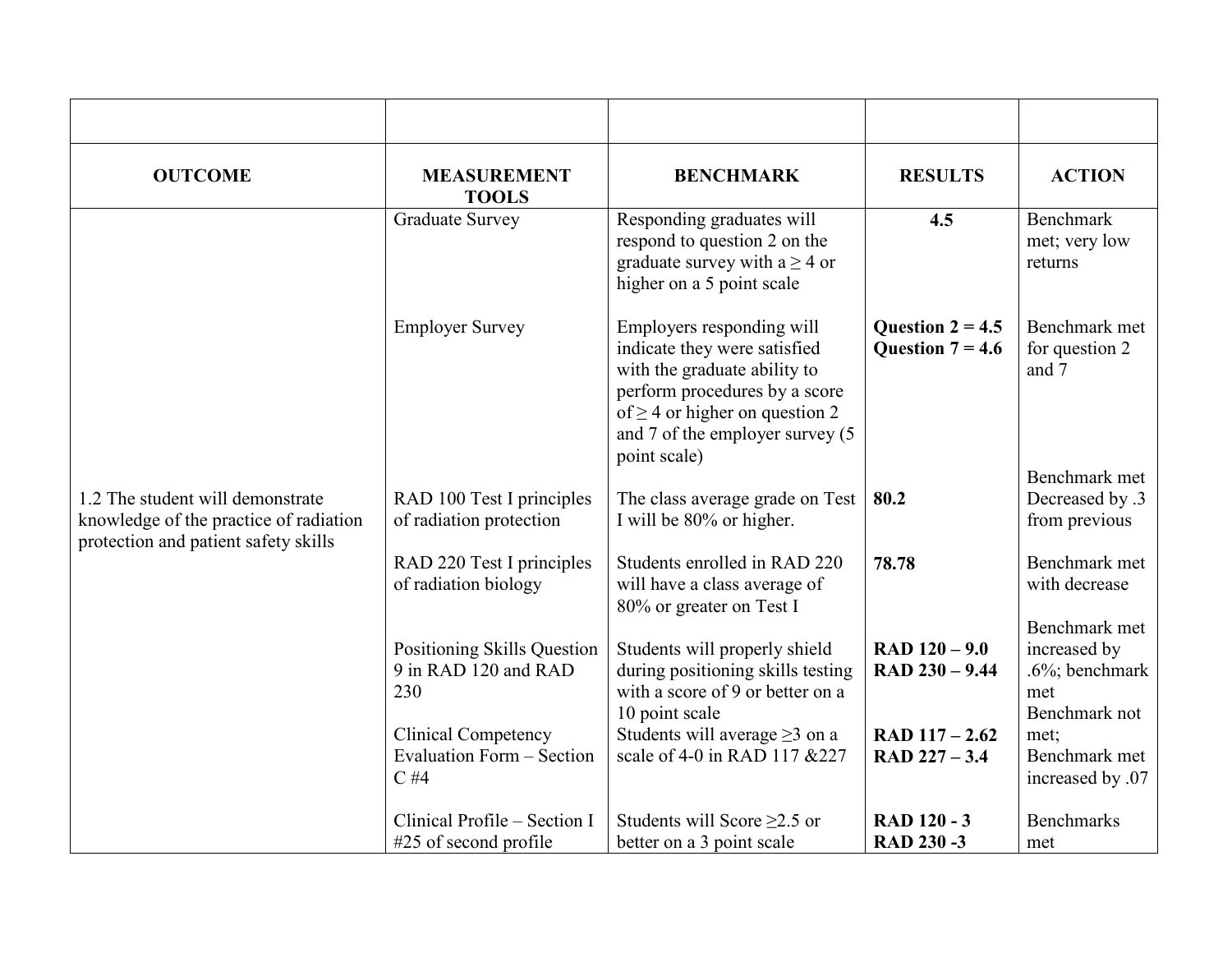| | | | | |
|---|---|---|---|---|
| **OUTCOME** | **MEASUREMENT TOOLS** | **BENCHMARK** | **RESULTS** | **ACTION** |
| | Graduate Survey | Responding graduates will respond to question 2 on the graduate survey with a ≥ 4 or higher on a 5 point scale | **4.5** | Benchmark met; very low returns |
| | Employer Survey | Employers responding will indicate they were satisfied with the graduate ability to perform procedures by a score of ≥ 4 or higher on question 2 and 7 of the employer survey (5 point scale) | **Question 2 = 4.5**<br>**Question 7 = 4.6** | Benchmark met for question 2 and 7 |
| 1.2 The student will demonstrate knowledge of the practice of radiation protection and patient safety skills | RAD 100 Test I principles of radiation protection | The class average grade on Test I will be 80% or higher. | **80.2** | Benchmark met Decreased by .3 from previous |
| | RAD 220 Test I principles of radiation biology | Students enrolled in RAD 220 will have a class average of 80% or greater on Test I | **78.78** | Benchmark met with decrease |
| | Positioning Skills Question 9 in RAD 120 and RAD 230 | Students will properly shield during positioning skills testing with a score of 9 or better on a 10 point scale | **RAD 120 – 9.0**<br>**RAD 230 – 9.44** | Benchmark met increased by .6%; benchmark met |
| | Clinical Competency Evaluation Form – Section C #4 | Students will average ≥3 on a scale of 4-0 in RAD 117 &227 | **RAD 117 – 2.62**<br>**RAD 227 – 3.4** | Benchmark not met; Benchmark met increased by .07 |
| | Clinical Profile – Section I #25 of second profile | Students will Score ≥2.5 or better on a 3 point scale | **RAD 120 - 3**<br>**RAD 230 -3** | Benchmarks met |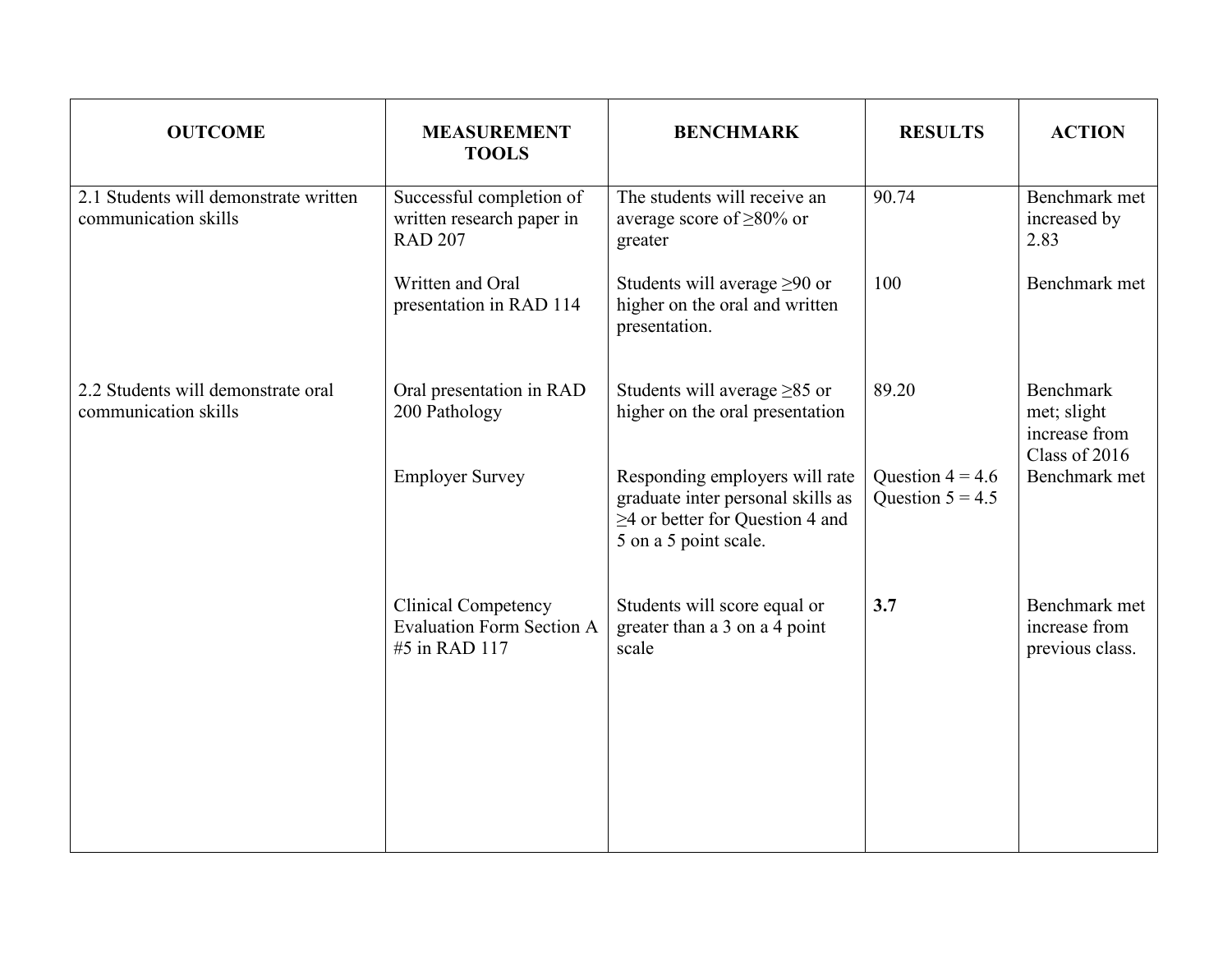| OUTCOME | MEASUREMENT TOOLS | BENCHMARK | RESULTS | ACTION |
|---|---|---|---|---|
| 2.1 Students will demonstrate written communication skills | Successful completion of written research paper in RAD 207 | The students will receive an average score of ≥80% or greater | 90.74 | Benchmark met increased by 2.83 |
| | Written and Oral presentation in RAD 114 | Students will average ≥90 or higher on the oral and written presentation. | 100 | Benchmark met |
| 2.2 Students will demonstrate oral communication skills | Oral presentation in RAD 200 Pathology | Students will average ≥85 or higher on the oral presentation | 89.20 | Benchmark met; slight increase from Class of 2016 |
| | Employer Survey | Responding employers will rate graduate inter personal skills as ≥4 or better for Question 4 and 5 on a 5 point scale. | Question 4 = 4.6<br>Question 5 = 4.5 | Benchmark met |
| | Clinical Competency Evaluation Form Section A #5 in RAD 117 | Students will score equal or greater than a 3 on a 4 point scale | **3.7** | Benchmark met increase from previous class. |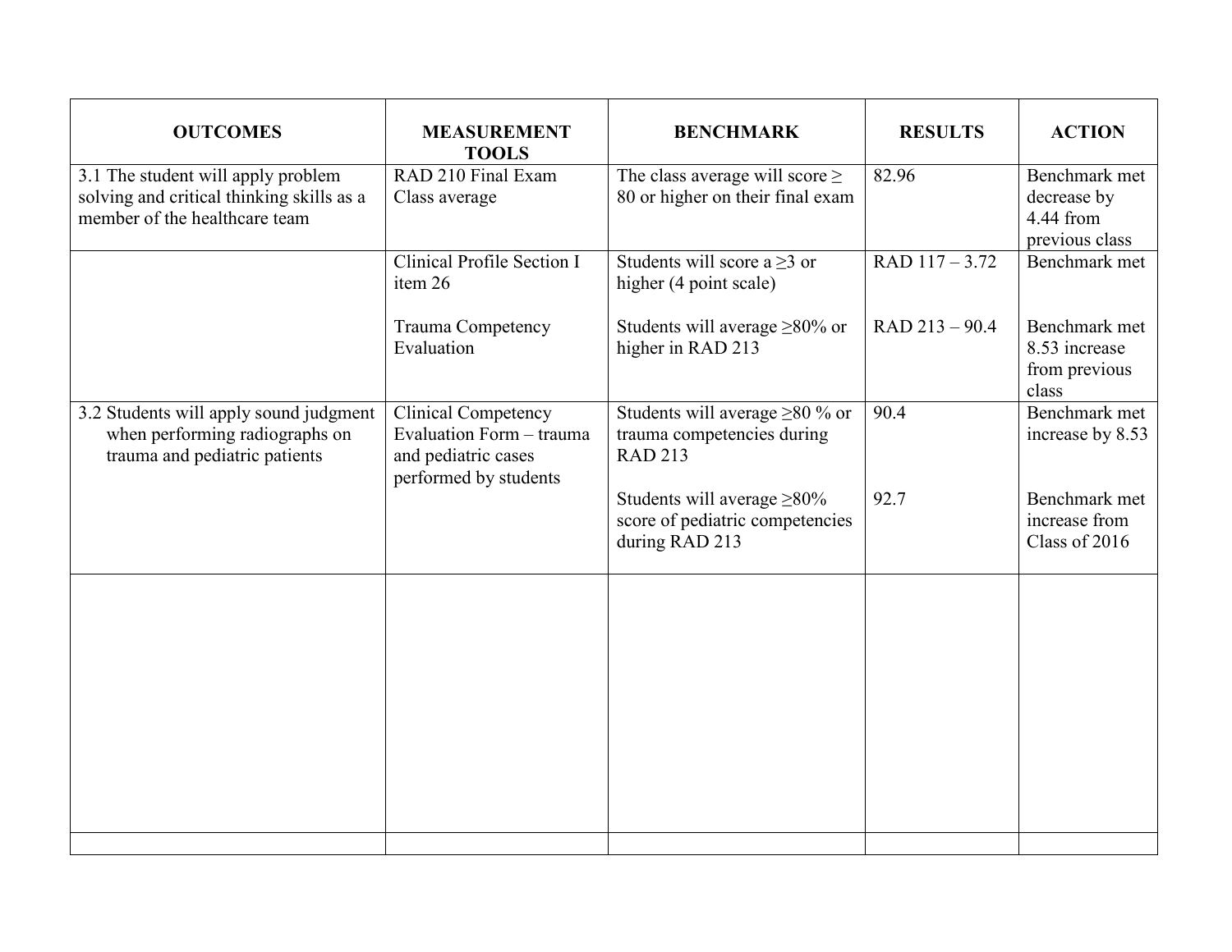| OUTCOMES | MEASUREMENT TOOLS | BENCHMARK | RESULTS | ACTION |
|---|---|---|---|---|
| 3.1 The student will apply problem solving and critical thinking skills as a member of the healthcare team | RAD 210 Final Exam Class average | The class average will score ≥ 80 or higher on their final exam | 82.96 | Benchmark met decrease by 4.44 from previous class |
| | Clinical Profile Section I item 26 | Students will score a ≥3 or higher (4 point scale) | RAD 117 – 3.72 | Benchmark met |
| | Trauma Competency Evaluation | Students will average ≥80% or higher in RAD 213 | RAD 213 – 90.4 | Benchmark met 8.53 increase from previous class |
| 3.2 Students will apply sound judgment when performing radiographs on trauma and pediatric patients | Clinical Competency Evaluation Form – trauma and pediatric cases performed by students | Students will average ≥80 % or trauma competencies during RAD 213 | 90.4 | Benchmark met increase by 8.53 |
| | | Students will average ≥80% score of pediatric competencies during RAD 213 | 92.7 | Benchmark met increase from Class of 2016 |
| | | | | |
| | | | | |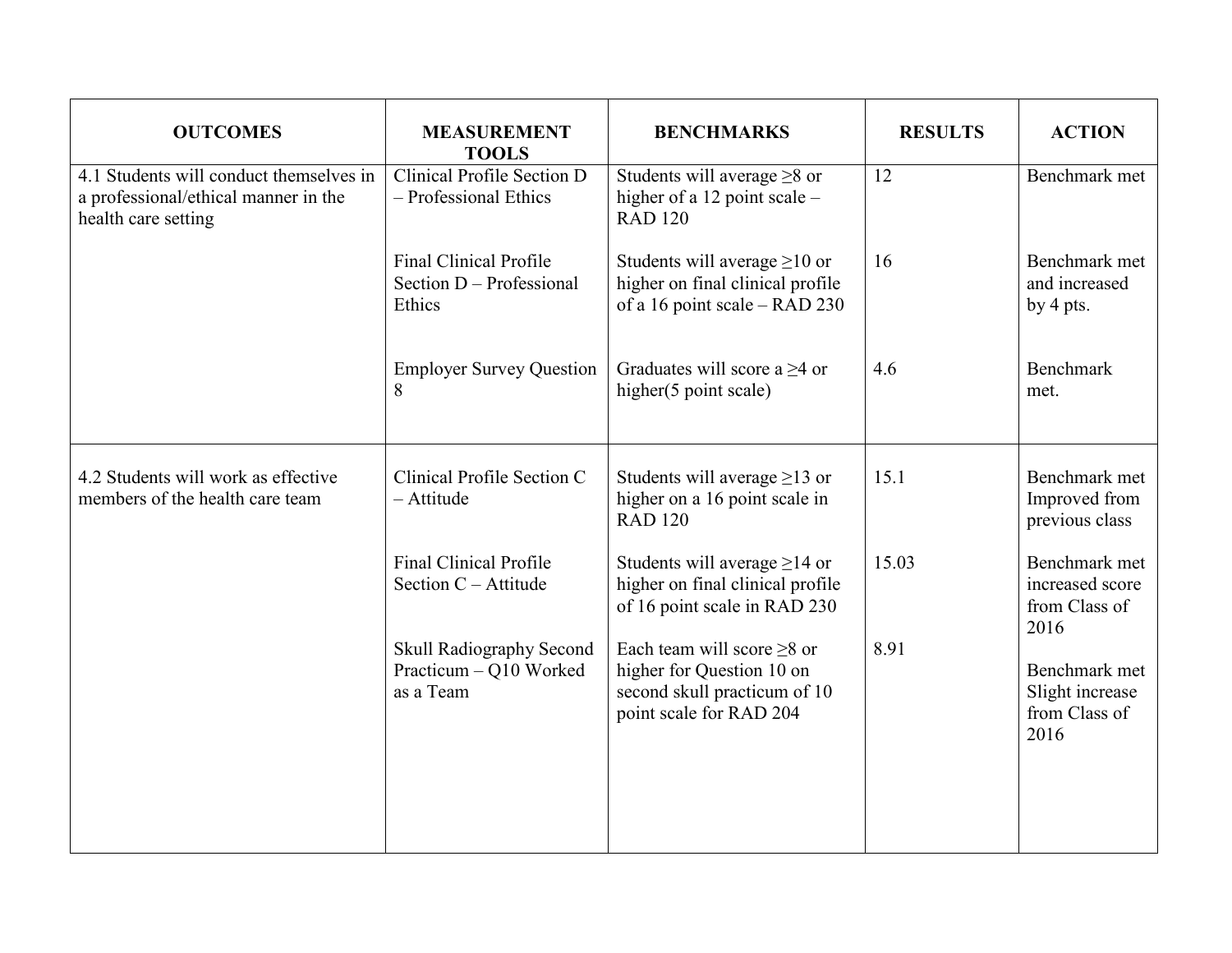| OUTCOMES | MEASUREMENT TOOLS | BENCHMARKS | RESULTS | ACTION |
| --- | --- | --- | --- | --- |
| 4.1 Students will conduct themselves in a professional/ethical manner in the health care setting | Clinical Profile Section D – Professional Ethics | Students will average ≥8 or higher of a 12 point scale – RAD 120 | 12 | Benchmark met |
| | Final Clinical Profile Section D – Professional Ethics | Students will average ≥10 or higher on final clinical profile of a 16 point scale – RAD 230 | 16 | Benchmark met and increased by 4 pts. |
| | Employer Survey Question 8 | Graduates will score a ≥4 or higher(5 point scale) | 4.6 | Benchmark met. |
| 4.2 Students will work as effective members of the health care team | Clinical Profile Section C – Attitude | Students will average ≥13 or higher on a 16 point scale in RAD 120 | 15.1 | Benchmark met Improved from previous class |
| | Final Clinical Profile Section C – Attitude | Students will average ≥14 or higher on final clinical profile of 16 point scale in RAD 230 | 15.03 | Benchmark met increased score from Class of 2016 |
| | Skull Radiography Second Practicum – Q10 Worked as a Team | Each team will score ≥8 or higher for Question 10 on second skull practicum of 10 point scale for RAD 204 | 8.91 | Benchmark met Slight increase from Class of 2016 |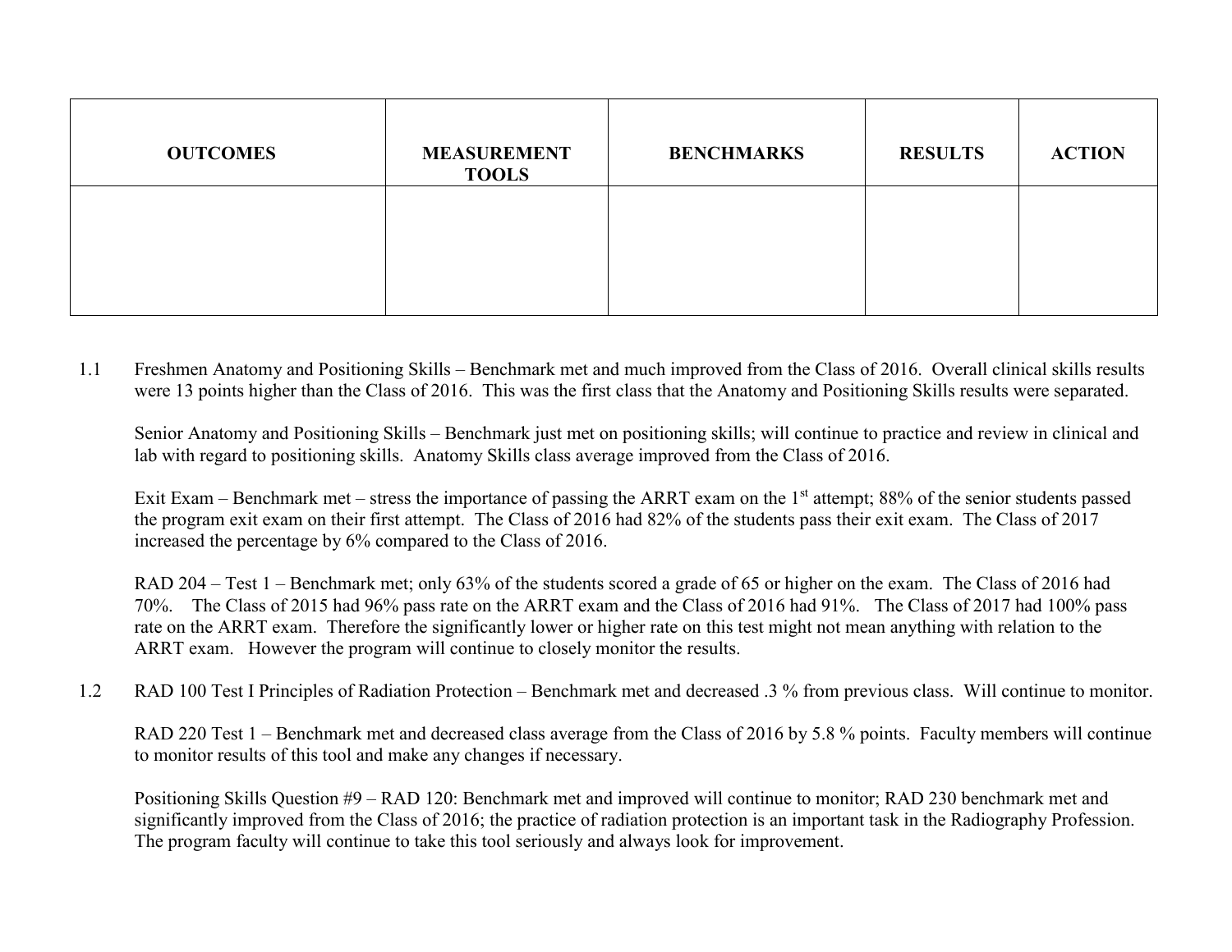| OUTCOMES | MEASUREMENT TOOLS | BENCHMARKS | RESULTS | ACTION |
|---|---|---|---|---|
| | | | | |

1.1 Freshmen Anatomy and Positioning Skills – Benchmark met and much improved from the Class of 2016. Overall clinical skills results were 13 points higher than the Class of 2016. This was the first class that the Anatomy and Positioning Skills results were separated.

Senior Anatomy and Positioning Skills – Benchmark just met on positioning skills; will continue to practice and review in clinical and lab with regard to positioning skills. Anatomy Skills class average improved from the Class of 2016.

Exit Exam – Benchmark met – stress the importance of passing the ARRT exam on the 1st attempt; 88% of the senior students passed the program exit exam on their first attempt. The Class of 2016 had 82% of the students pass their exit exam. The Class of 2017 increased the percentage by 6% compared to the Class of 2016.

RAD 204 – Test 1 – Benchmark met; only 63% of the students scored a grade of 65 or higher on the exam. The Class of 2016 had 70%. The Class of 2015 had 96% pass rate on the ARRT exam and the Class of 2016 had 91%. The Class of 2017 had 100% pass rate on the ARRT exam. Therefore the significantly lower or higher rate on this test might not mean anything with relation to the ARRT exam. However the program will continue to closely monitor the results.

1.2 RAD 100 Test I Principles of Radiation Protection – Benchmark met and decreased .3 % from previous class. Will continue to monitor.

RAD 220 Test 1 – Benchmark met and decreased class average from the Class of 2016 by 5.8 % points. Faculty members will continue to monitor results of this tool and make any changes if necessary.

Positioning Skills Question #9 – RAD 120: Benchmark met and improved will continue to monitor; RAD 230 benchmark met and significantly improved from the Class of 2016; the practice of radiation protection is an important task in the Radiography Profession. The program faculty will continue to take this tool seriously and always look for improvement.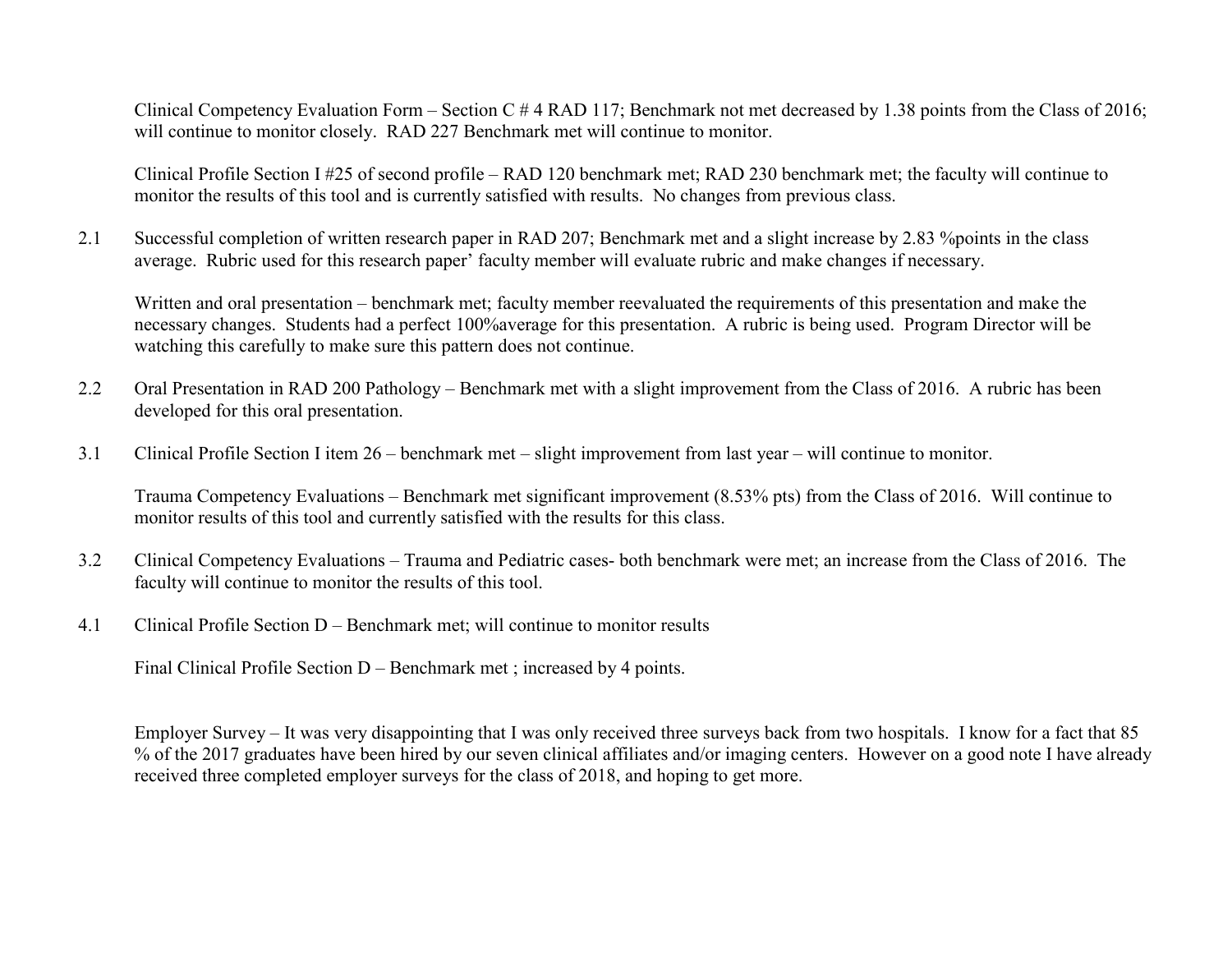Clinical Competency Evaluation Form – Section C # 4 RAD 117; Benchmark not met decreased by 1.38 points from the Class of 2016; will continue to monitor closely. RAD 227 Benchmark met will continue to monitor.

Clinical Profile Section I #25 of second profile – RAD 120 benchmark met; RAD 230 benchmark met; the faculty will continue to monitor the results of this tool and is currently satisfied with results. No changes from previous class.

2.1 Successful completion of written research paper in RAD 207; Benchmark met and a slight increase by 2.83 %points in the class average. Rubric used for this research paper' faculty member will evaluate rubric and make changes if necessary.

Written and oral presentation – benchmark met; faculty member reevaluated the requirements of this presentation and make the necessary changes. Students had a perfect 100%average for this presentation. A rubric is being used. Program Director will be watching this carefully to make sure this pattern does not continue.

2.2 Oral Presentation in RAD 200 Pathology – Benchmark met with a slight improvement from the Class of 2016. A rubric has been developed for this oral presentation.

3.1 Clinical Profile Section I item 26 – benchmark met – slight improvement from last year – will continue to monitor.

Trauma Competency Evaluations – Benchmark met significant improvement (8.53% pts) from the Class of 2016. Will continue to monitor results of this tool and currently satisfied with the results for this class.

3.2 Clinical Competency Evaluations – Trauma and Pediatric cases- both benchmark were met; an increase from the Class of 2016. The faculty will continue to monitor the results of this tool.

4.1 Clinical Profile Section D – Benchmark met; will continue to monitor results

Final Clinical Profile Section D – Benchmark met ; increased by 4 points.

Employer Survey – It was very disappointing that I was only received three surveys back from two hospitals. I know for a fact that 85 % of the 2017 graduates have been hired by our seven clinical affiliates and/or imaging centers. However on a good note I have already received three completed employer surveys for the class of 2018, and hoping to get more.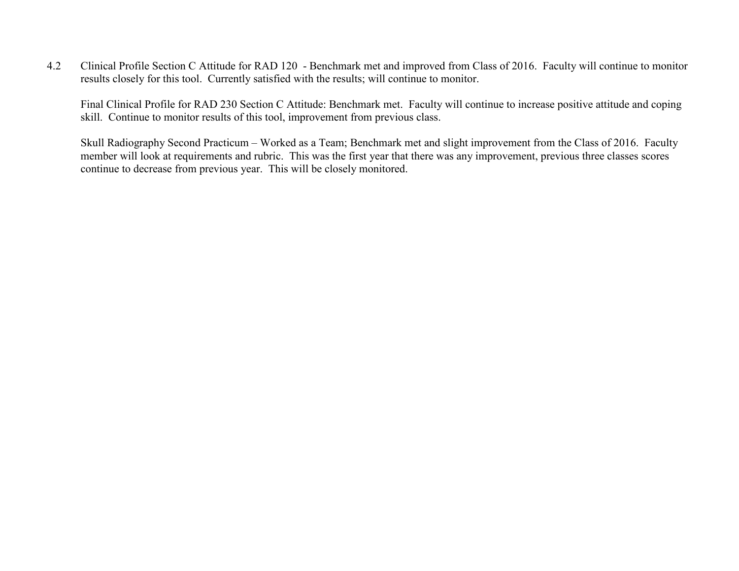4.2 Clinical Profile Section C Attitude for RAD 120 - Benchmark met and improved from Class of 2016. Faculty will continue to monitor results closely for this tool. Currently satisfied with the results; will continue to monitor.

Final Clinical Profile for RAD 230 Section C Attitude: Benchmark met. Faculty will continue to increase positive attitude and coping skill. Continue to monitor results of this tool, improvement from previous class.

Skull Radiography Second Practicum – Worked as a Team; Benchmark met and slight improvement from the Class of 2016. Faculty member will look at requirements and rubric. This was the first year that there was any improvement, previous three classes scores continue to decrease from previous year. This will be closely monitored.